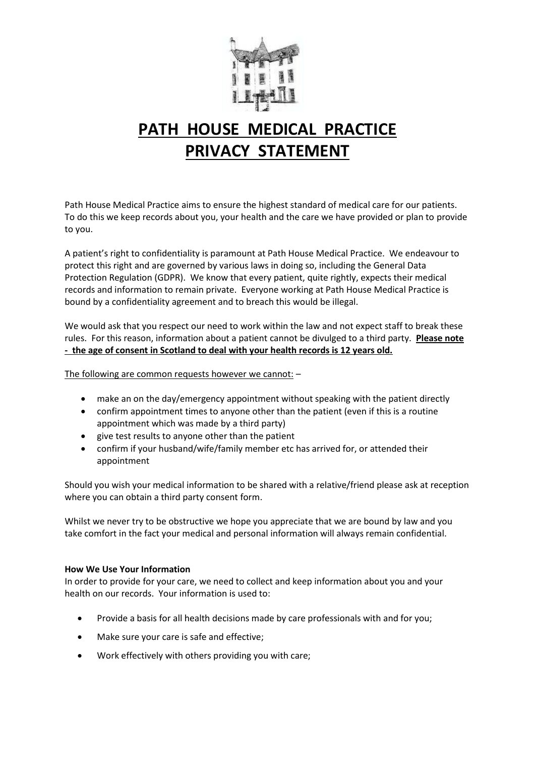# PATH HOUSE MEDICAL PRACTICE PRIVACY STATEMENT

Path House Medical Practice aims to ensure the highest standard of medical care for our patients. To do this we keep records about you, your health and the care we have provided or plan to provide to you.

A patient's right to confidentiality is paramount at Path House Medical Practice. We endeavour to protect this right and are governed by various laws in doing so, including the General Data Protection Regulation (GDPR). We know that every patient, quite rightly, expects their medical records and information to remain private. Everyone working at Path House Medical Practice is bound by a confidentiality agreement and to breach this would be illegal.

We would ask that you respect our need to work within the law and not expect staff to break these rules. For this reason, information about a patient cannot be divulged to a third party. **Please note - the age of consent in Scotland to deal with your health records is 12 years old.**

The following are common requests however we cannot: –

- make an on the day/emergency appointment without speaking with the patient directly
- confirm appointment times to anyone other than the patient (even if this is a routine appointment which was made by a third party)
- give test results to anyone other than the patient
- confirm if your husband/wife/family member etc has arrived for, or attended their appointment

Should you wish your medical information to be shared with a relative/friend please ask at reception where you can obtain a third party consent form.

Whilst we never try to be obstructive we hope you appreciate that we are bound by law and you take comfort in the fact your medical and personal information will always remain confidential.

**How We Use Your Information**

In order to provide for your care, we need to collect and keep information about you and your health on our records. Your information is used to:

- Provide a basis for all health decisions made by care professionals with and for you;
- Make sure your care is safe and effective;
- Work effectively with others providing you with care;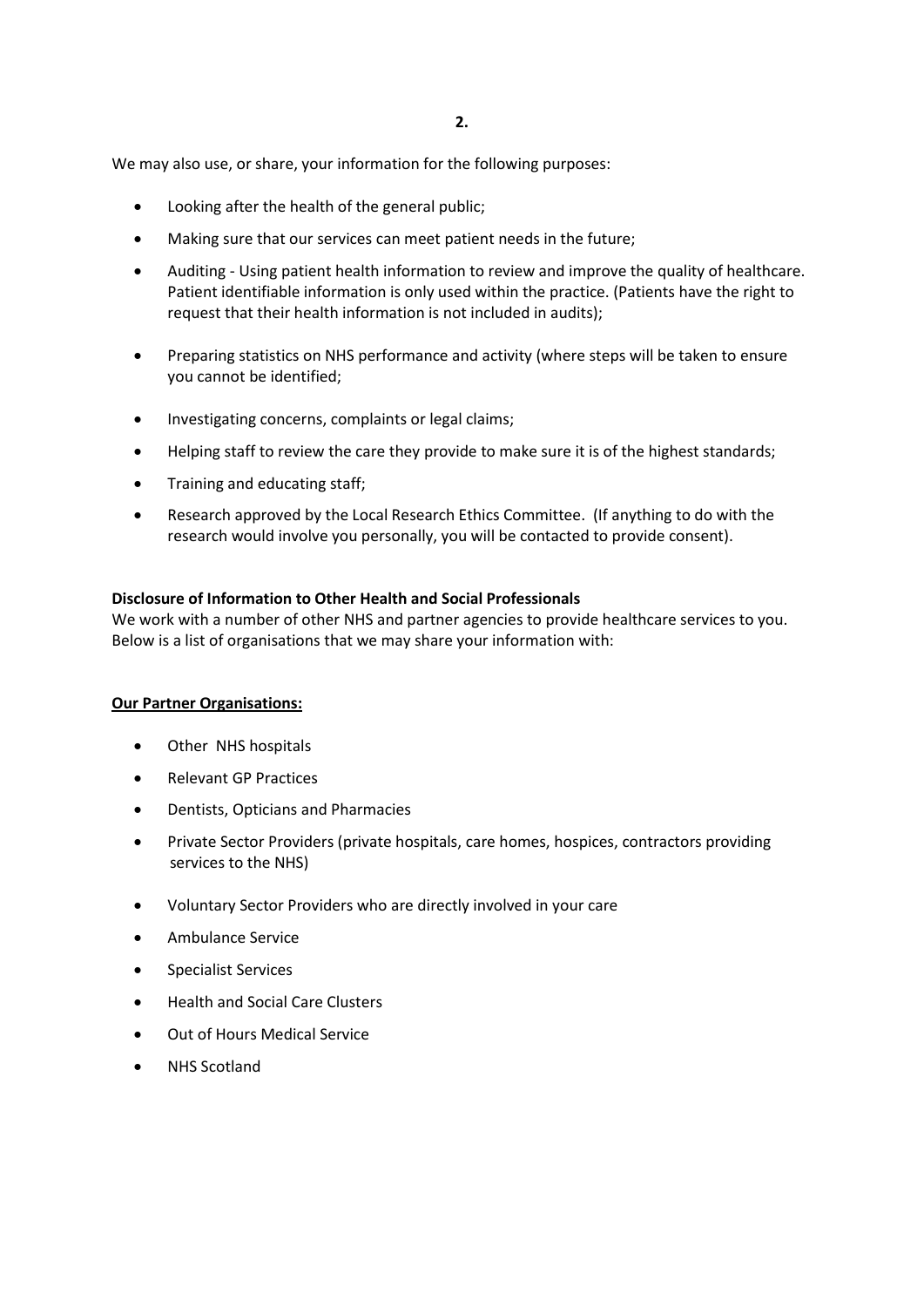We may also use, or share, your information for the following purposes:

- Looking after the health of the general public;
- Making sure that our services can meet patient needs in the future;
- Auditing - Using patient health information to review and improve the quality of healthcare. Patient identifiable information is only used within the practice. (Patients have the right to request that their health information is not included in audits);
- Preparing statistics on NHS performance and activity (where steps will be taken to ensure you cannot be identified;
- Investigating concerns, complaints or legal claims;
- Helping staff to review the care they provide to make sure it is of the highest standards;
- Training and educating staff;
- Research approved by the Local Research Ethics Committee. (If anything to do with the research would involve you personally, you will be contacted to provide consent).

**Disclosure of Information to Other Health and Social Professionals**

We work with a number of other NHS and partner agencies to provide healthcare services to you. Below is a list of organisations that we may share your information with:

**Our Partner Organisations:**

- Other NHS hospitals
- Relevant GP Practices
- Dentists, Opticians and Pharmacies
- Private Sector Providers (private hospitals, care homes, hospices, contractors providing services to the NHS)
- Voluntary Sector Providers who are directly involved in your care
- Ambulance Service
- Specialist Services
- Health and Social Care Clusters
- Out of Hours Medical Service
- NHS Scotland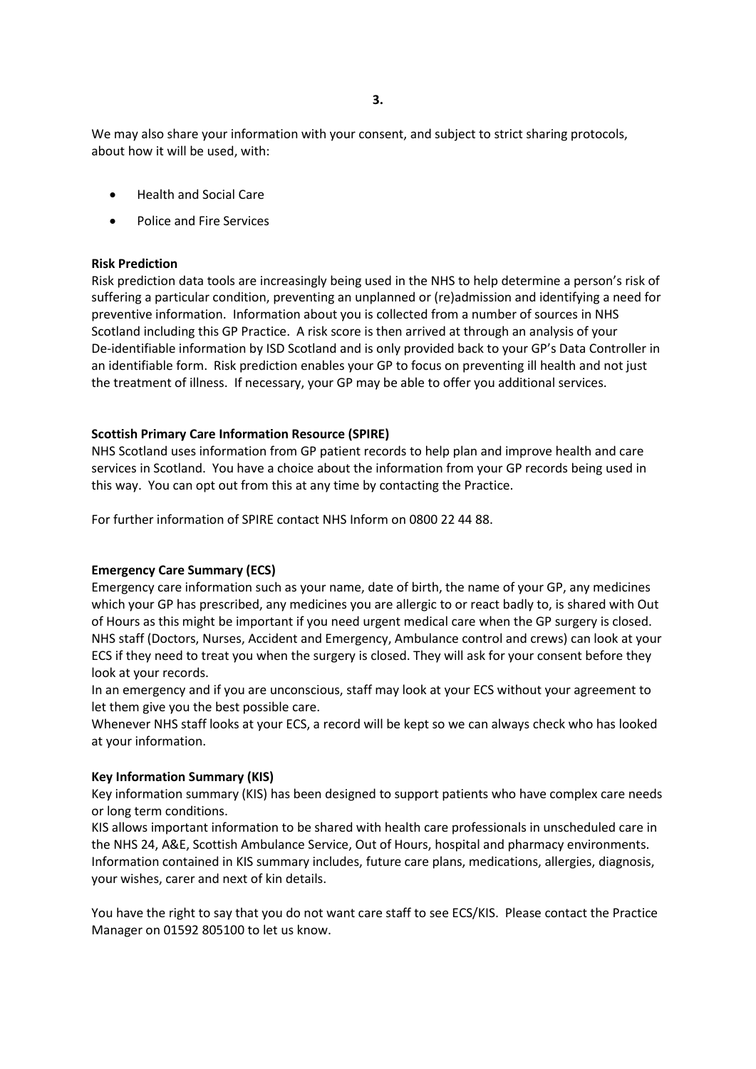We may also share your information with your consent, and subject to strict sharing protocols, about how it will be used, with:

- Health and Social Care
- Police and Fire Services

**Risk Prediction**
Risk prediction data tools are increasingly being used in the NHS to help determine a person's risk of suffering a particular condition, preventing an unplanned or (re)admission and identifying a need for preventive information. Information about you is collected from a number of sources in NHS Scotland including this GP Practice. A risk score is then arrived at through an analysis of your De-identifiable information by ISD Scotland and is only provided back to your GP's Data Controller in an identifiable form. Risk prediction enables your GP to focus on preventing ill health and not just the treatment of illness. If necessary, your GP may be able to offer you additional services.

**Scottish Primary Care Information Resource (SPIRE)**
NHS Scotland uses information from GP patient records to help plan and improve health and care services in Scotland. You have a choice about the information from your GP records being used in this way. You can opt out from this at any time by contacting the Practice.

For further information of SPIRE contact NHS Inform on 0800 22 44 88.

**Emergency Care Summary (ECS)**
Emergency care information such as your name, date of birth, the name of your GP, any medicines which your GP has prescribed, any medicines you are allergic to or react badly to, is shared with Out of Hours as this might be important if you need urgent medical care when the GP surgery is closed. NHS staff (Doctors, Nurses, Accident and Emergency, Ambulance control and crews) can look at your ECS if they need to treat you when the surgery is closed. They will ask for your consent before they look at your records.
In an emergency and if you are unconscious, staff may look at your ECS without your agreement to let them give you the best possible care.
Whenever NHS staff looks at your ECS, a record will be kept so we can always check who has looked at your information.

**Key Information Summary (KIS)**
Key information summary (KIS) has been designed to support patients who have complex care needs or long term conditions.
KIS allows important information to be shared with health care professionals in unscheduled care in the NHS 24, A&E, Scottish Ambulance Service, Out of Hours, hospital and pharmacy environments. Information contained in KIS summary includes, future care plans, medications, allergies, diagnosis, your wishes, carer and next of kin details.

You have the right to say that you do not want care staff to see ECS/KIS. Please contact the Practice Manager on 01592 805100 to let us know.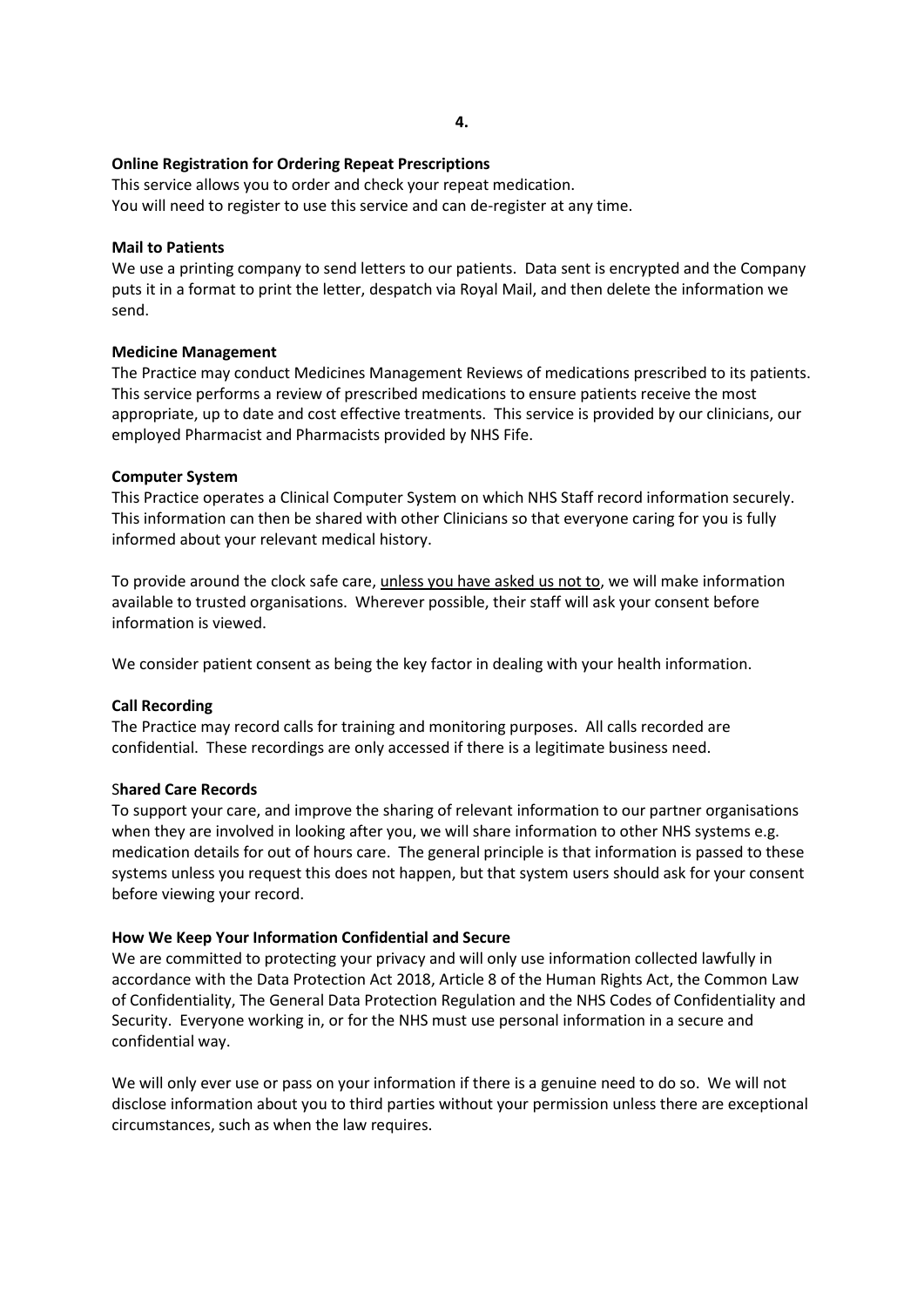**Online Registration for Ordering Repeat Prescriptions**

This service allows you to order and check your repeat medication.
You will need to register to use this service and can de-register at any time.

**Mail to Patients**

We use a printing company to send letters to our patients. Data sent is encrypted and the Company puts it in a format to print the letter, despatch via Royal Mail, and then delete the information we send.

**Medicine Management**

The Practice may conduct Medicines Management Reviews of medications prescribed to its patients. This service performs a review of prescribed medications to ensure patients receive the most appropriate, up to date and cost effective treatments. This service is provided by our clinicians, our employed Pharmacist and Pharmacists provided by NHS Fife.

**Computer System**

This Practice operates a Clinical Computer System on which NHS Staff record information securely. This information can then be shared with other Clinicians so that everyone caring for you is fully informed about your relevant medical history.

To provide around the clock safe care, <u>unless you have asked us not to</u>, we will make information available to trusted organisations. Wherever possible, their staff will ask your consent before information is viewed.

We consider patient consent as being the key factor in dealing with your health information.

**Call Recording**

The Practice may record calls for training and monitoring purposes. All calls recorded are confidential. These recordings are only accessed if there is a legitimate business need.

S**hared Care Records**

To support your care, and improve the sharing of relevant information to our partner organisations when they are involved in looking after you, we will share information to other NHS systems e.g. medication details for out of hours care. The general principle is that information is passed to these systems unless you request this does not happen, but that system users should ask for your consent before viewing your record.

**How We Keep Your Information Confidential and Secure**

We are committed to protecting your privacy and will only use information collected lawfully in accordance with the Data Protection Act 2018, Article 8 of the Human Rights Act, the Common Law of Confidentiality, The General Data Protection Regulation and the NHS Codes of Confidentiality and Security. Everyone working in, or for the NHS must use personal information in a secure and confidential way.

We will only ever use or pass on your information if there is a genuine need to do so. We will not disclose information about you to third parties without your permission unless there are exceptional circumstances, such as when the law requires.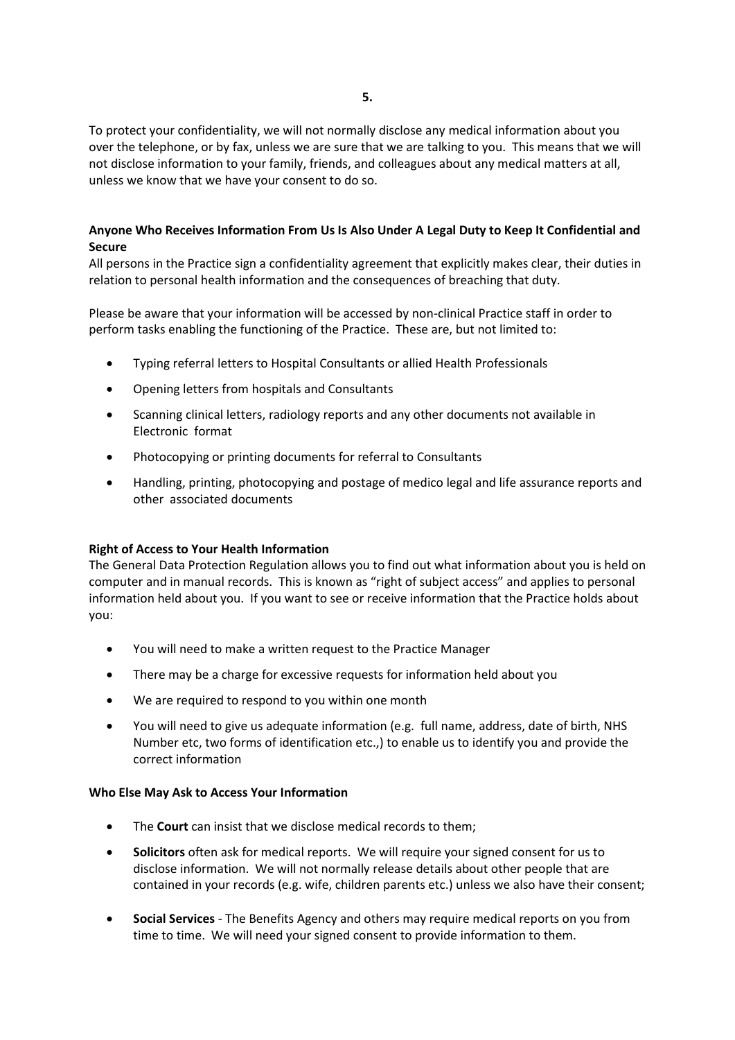To protect your confidentiality, we will not normally disclose any medical information about you over the telephone, or by fax, unless we are sure that we are talking to you. This means that we will not disclose information to your family, friends, and colleagues about any medical matters at all, unless we know that we have your consent to do so.

**Anyone Who Receives Information From Us Is Also Under A Legal Duty to Keep It Confidential and Secure**

All persons in the Practice sign a confidentiality agreement that explicitly makes clear, their duties in relation to personal health information and the consequences of breaching that duty.

Please be aware that your information will be accessed by non-clinical Practice staff in order to perform tasks enabling the functioning of the Practice. These are, but not limited to:

- Typing referral letters to Hospital Consultants or allied Health Professionals
- Opening letters from hospitals and Consultants
- Scanning clinical letters, radiology reports and any other documents not available in Electronic format
- Photocopying or printing documents for referral to Consultants
- Handling, printing, photocopying and postage of medico legal and life assurance reports and other associated documents

**Right of Access to Your Health Information**

The General Data Protection Regulation allows you to find out what information about you is held on computer and in manual records. This is known as "right of subject access" and applies to personal information held about you. If you want to see or receive information that the Practice holds about you:

- You will need to make a written request to the Practice Manager
- There may be a charge for excessive requests for information held about you
- We are required to respond to you within one month
- You will need to give us adequate information (e.g. full name, address, date of birth, NHS Number etc, two forms of identification etc.,) to enable us to identify you and provide the correct information

**Who Else May Ask to Access Your Information**

- The **Court** can insist that we disclose medical records to them;
- **Solicitors** often ask for medical reports. We will require your signed consent for us to disclose information. We will not normally release details about other people that are contained in your records (e.g. wife, children parents etc.) unless we also have their consent;
- **Social Services** - The Benefits Agency and others may require medical reports on you from time to time. We will need your signed consent to provide information to them.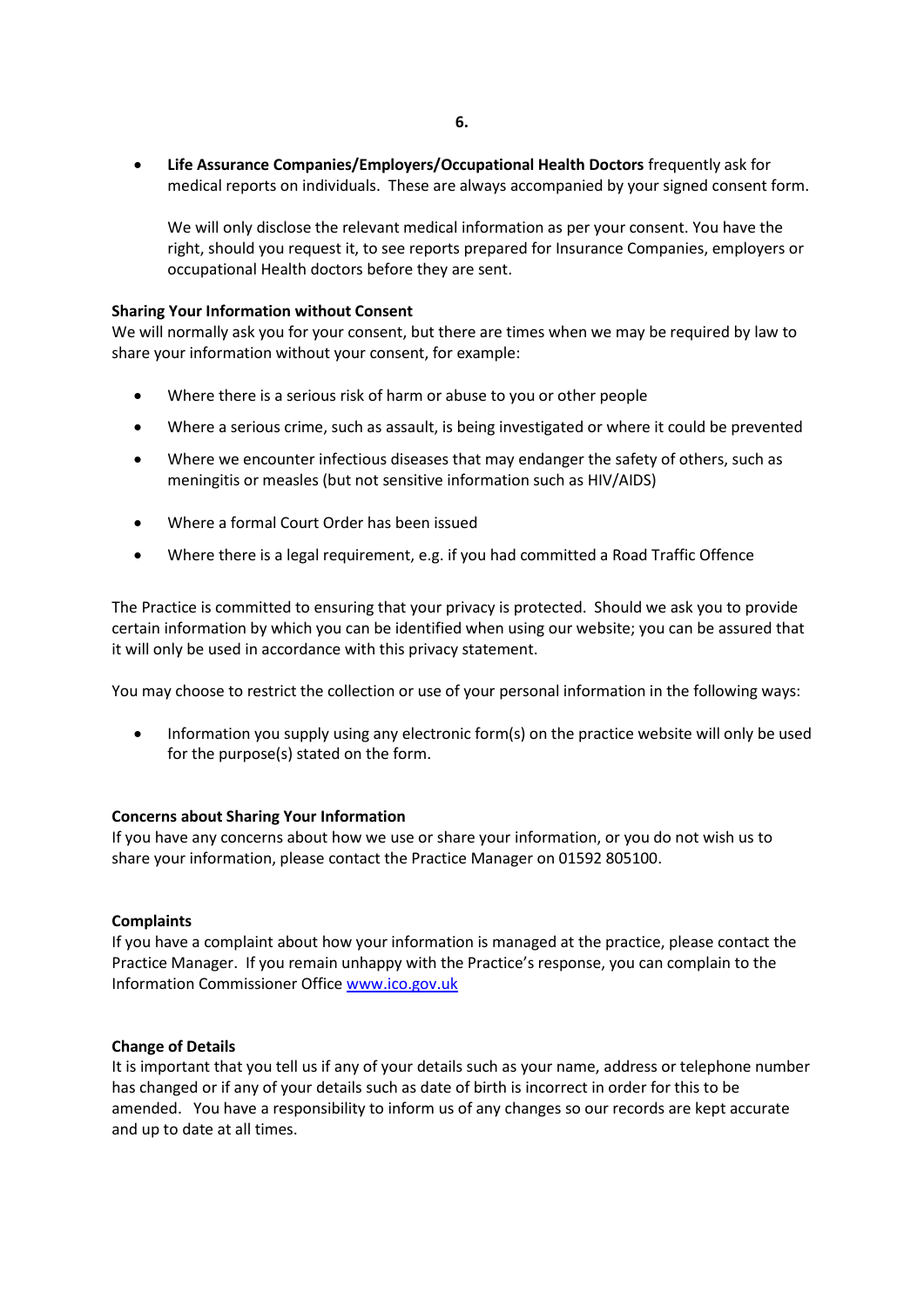- **Life Assurance Companies/Employers/Occupational Health Doctors** frequently ask for medical reports on individuals. These are always accompanied by your signed consent form.

  We will only disclose the relevant medical information as per your consent. You have the right, should you request it, to see reports prepared for Insurance Companies, employers or occupational Health doctors before they are sent.

**Sharing Your Information without Consent**
We will normally ask you for your consent, but there are times when we may be required by law to share your information without your consent, for example:

- Where there is a serious risk of harm or abuse to you or other people
- Where a serious crime, such as assault, is being investigated or where it could be prevented
- Where we encounter infectious diseases that may endanger the safety of others, such as meningitis or measles (but not sensitive information such as HIV/AIDS)
- Where a formal Court Order has been issued
- Where there is a legal requirement, e.g. if you had committed a Road Traffic Offence

The Practice is committed to ensuring that your privacy is protected. Should we ask you to provide certain information by which you can be identified when using our website; you can be assured that it will only be used in accordance with this privacy statement.

You may choose to restrict the collection or use of your personal information in the following ways:

- Information you supply using any electronic form(s) on the practice website will only be used for the purpose(s) stated on the form.

**Concerns about Sharing Your Information**
If you have any concerns about how we use or share your information, or you do not wish us to share your information, please contact the Practice Manager on 01592 805100.

**Complaints**
If you have a complaint about how your information is managed at the practice, please contact the Practice Manager. If you remain unhappy with the Practice's response, you can complain to the Information Commissioner Office [www.ico.gov.uk](http://www.ico.gov.uk)

**Change of Details**
It is important that you tell us if any of your details such as your name, address or telephone number has changed or if any of your details such as date of birth is incorrect in order for this to be amended. You have a responsibility to inform us of any changes so our records are kept accurate and up to date at all times.